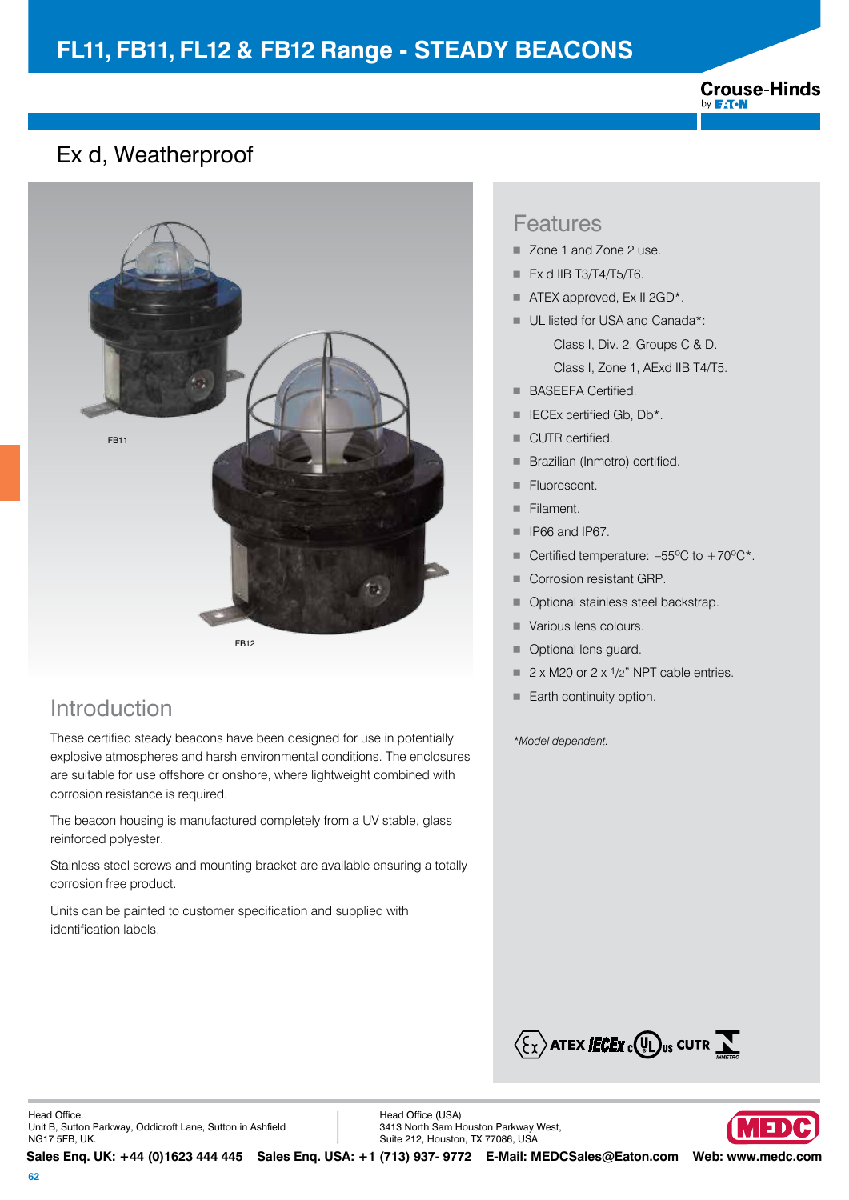# FL11, FB11, FL12 & FB12 Range - STEADY BEACONS

Crouse-Hinds by EATON

## Ex d, Weatherproof

FB11

FB12

## Introduction

These certified steady beacons have been designed for use in potentially explosive atmospheres and harsh environmental conditions. The enclosures are suitable for use offshore or onshore, where lightweight combined with corrosion resistance is required.

The beacon housing is manufactured completely from a UV stable, glass reinforced polyester.

Stainless steel screws and mounting bracket are available ensuring a totally corrosion free product.

Units can be painted to customer specification and supplied with identification labels.

## Features

- Zone 1 and Zone 2 use.
- Ex d IIB T3/T4/T5/T6.
- ATEX approved, Ex II 2GD*.
- UL listed for USA and Canada*:
  - Class I, Div. 2, Groups C & D.
  - Class I, Zone 1, AExd IIB T4/T5.
- BASEEFA Certified.
- IECEx certified Gb, Db*.
- CUTR certified.
- Brazilian (Inmetro) certified.
- Fluorescent.
- Filament.
- IP66 and IP67.
- Certified temperature: –55°C to +70°C*.
- Corrosion resistant GRP.
- Optional stainless steel backstrap.
- Various lens colours.
- Optional lens guard.
- 2 x M20 or 2 x 1/2" NPT cable entries.
- Earth continuity option.

*\*Model dependent.*

ATEX IECEx c UL us CUTR INMETRO

Head Office.
Unit B, Sutton Parkway, Oddicroft Lane, Sutton in Ashfield
NG17 5FB, UK.

Head Office (USA)
3413 North Sam Houston Parkway West,
Suite 212, Houston, TX 77086, USA

MEDC

**Sales Enq. UK: +44 (0)1623 444 445 Sales Enq. USA: +1 (713) 937- 9772 E-Mail: MEDCSales@Eaton.com Web: www.medc.com**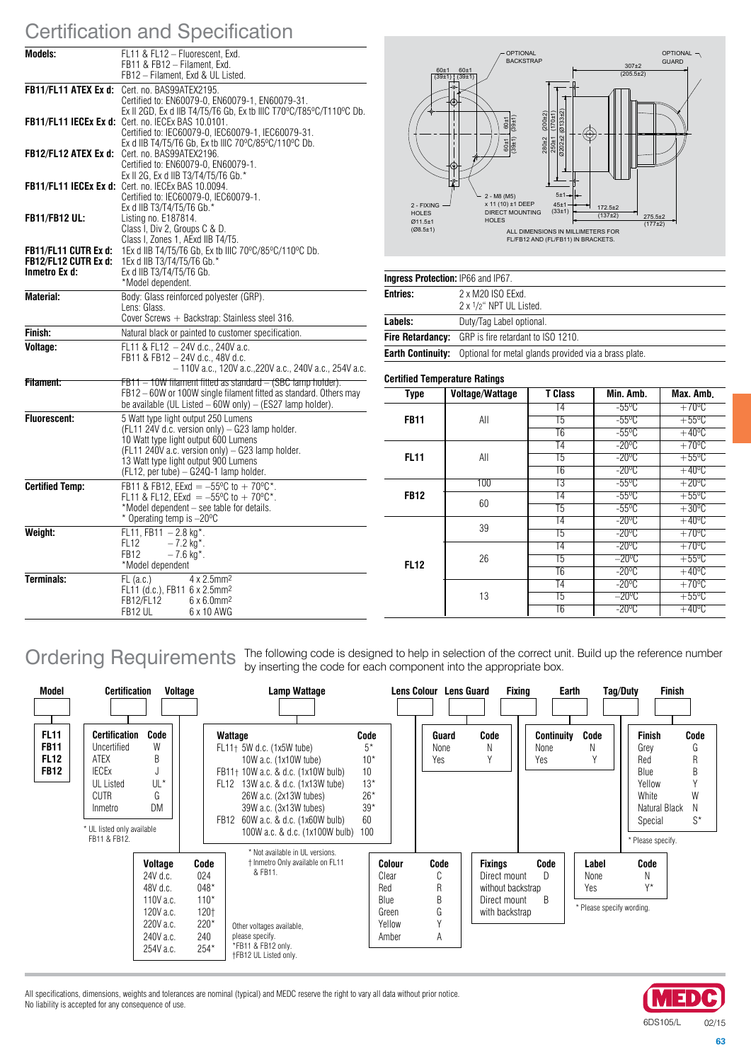# Certification and Specification

| | |
|---|---|
| **Models:** | FL11 & FL12 – Fluorescent, Exd.<br>FB11 & FB12 – Filament, Exd.<br>FB12 – Filament, Exd & UL Listed. |
| **FB11/FL11 ATEX Ex d:** | Cert. no. BAS99ATEX2195.<br>Certified to: EN60079-0, EN60079-1, EN60079-31.<br>Ex II 2GD, Ex d IIB T4/T5/T6 Gb, Ex tb IIIC T70ºC/T85ºC/T110ºC Db. |
| **FB11/FL11 IECEx Ex d:** | Cert. no. IECEx BAS 10.0101.<br>Certified to: IEC60079-0, IEC60079-1, IEC60079-31.<br>Ex d IIB T4/T5/T6 Gb, Ex tb IIIC 70ºC/85ºC/110ºC Db. |
| **FB12/FL12 ATEX Ex d:** | Cert. no. BAS99ATEX2196.<br>Certified to: EN60079-0, EN60079-1.<br>Ex II 2G, Ex d IIB T3/T4/T5/T6 Gb.* |
| **FB11/FL11 IECEx Ex d:** | Cert. no. IECEx BAS 10.0094.<br>Certified to: IEC60079-0, IEC60079-1.<br>Ex d IIB T3/T4/T5/T6 Gb.* |
| **FB11/FB12 UL:** | Listing no. E187814.<br>Class I, Div 2, Groups C & D.<br>Class I, Zones 1, AExd IIB T4/T5. |
| **FB11/FL11 CUTR Ex d:** | 1Ex d IIB T4/T5/T6 Gb, Ex tb IIIC 70ºC/85ºC/110ºC Db. |
| **FB12/FL12 CUTR Ex d:** | 1Ex d IIB T3/T4/T5/T6 Gb.* |
| **Inmetro Ex d:** | Ex d IIB T3/T4/T5/T6 Gb.<br>*Model dependent. |
| **Material:** | Body: Glass reinforced polyester (GRP).<br>Lens: Glass.<br>Cover Screws + Backstrap: Stainless steel 316. |
| **Finish:** | Natural black or painted to customer specification. |
| **Voltage:** | FL11 & FL12 – 24V d.c., 240V a.c.<br>FB11 & FB12 – 24V d.c., 48V d.c.<br>– 110V a.c., 120V a.c.,220V a.c., 240V a.c., 254V a.c. |
| ~~**Filament:**~~ | ~~FB11 – 10W filament fitted as standard – (SBC lamp holder).~~<br>FB12 – 60W or 100W single filament fitted as standard. Others may be available (UL Listed – 60W only) – (ES27 lamp holder). |
| **Fluorescent:** | 5 Watt type light output 250 Lumens<br>(FL11 24V d.c. version only) – G23 lamp holder.<br>10 Watt type light output 600 Lumens<br>(FL11 240V a.c. version only) – G23 lamp holder.<br>13 Watt type light output 900 Lumens<br>(FL12, per tube) – G24Q-1 lamp holder. |
| **Certified Temp:** | FB11 & FB12, EExd = –55ºC to + 70ºC*.<br>FL11 & FL12, EExd = –55ºC to + 70ºC*.<br>*Model dependent – see table for details.<br>* Operating temp is –20ºC |
| **Weight:** | FL11, FB11 – 2.8 kg*.<br>FL12 – 7.2 kg*.<br>FB12 – 7.6 kg*.<br>*Model dependent |
| **Terminals:** | FL (a.c.) 4 x 2.5mm²<br>FL11 (d.c.), FB11 6 x 2.5mm²<br>FB12/FL12 6 x 6.0mm²<br>FB12 UL 6 x 10 AWG |

OPTIONAL BACKSTRAP
OPTIONAL GUARD
60±1 (39±1) 60±1 (39±1)
307±2 (205.5±2)
60±1 (39±1) 60±1 (39±1)
280±2 (200±2) 250±1 (170±1) Ø202±2 (Ø133±2)
2 - FIXING HOLES Ø11.5±1 (Ø8.5±1)
2 - M8 (M5) x 11 (10) ±1 DEEP DIRECT MOUNTING HOLES
5±1
45±1 (33±1)
172.5±2 (137±2)
275.5±2 (177±2)
ALL DIMENSIONS IN MILLIMETERS FOR FL/FB12 AND (FL/FB11) IN BRACKETS.

| | |
|---|---|
| **Ingress Protection:** | IP66 and IP67. |
| **Entries:** | 2 x M20 ISO EExd.<br>2 x 1/2" NPT UL Listed. |
| **Labels:** | Duty/Tag Label optional. |
| **Fire Retardancy:** | GRP is fire retardant to ISO 1210. |
| **Earth Continuity:** | Optional for metal glands provided via a brass plate. |

**Certified Temperature Ratings**

| Type | Voltage/Wattage | T Class | Min. Amb. | Max. Amb. |
|---|---|---|---|---|
| FB11 | All | T4 | -55ºC | +70ºC |
| | | T5 | -55ºC | +55ºC |
| | | T6 | -55ºC | +40ºC |
| FL11 | All | T4 | -20ºC | +70ºC |
| | | T5 | -20ºC | +55ºC |
| | | T6 | -20ºC | +40ºC |
| FB12 | 100 | T3 | -55ºC | +20ºC |
| | 60 | T4 | -55ºC | +55ºC |
| | | T5 | -55ºC | +30ºC |
| FL12 | 39 | T4 | -20ºC | +40ºC |
| | | T5 | -20ºC | +70ºC |
| | 26 | T4 | -20ºC | +70ºC |
| | | T5 | -20ºC | +55ºC |
| | | T6 | -20ºC | +40ºC |
| | 13 | T4 | -20ºC | +70ºC |
| | | T5 | -20ºC | +55ºC |
| | | T6 | -20ºC | +40ºC |

# Ordering Requirements

The following code is designed to help in selection of the correct unit. Build up the reference number by inserting the code for each component into the appropriate box.

Model | Certification | Voltage | Lamp Wattage | Lens Colour | Lens Guard | Fixing | Earth | Tag/Duty | Finish

| Model |
|---|
| FL11 |
| FB11 |
| FL12 |
| FB12 |

| Certification | Code |
|---|---|
| Uncertified | W |
| ATEX | B |
| IECEx | J |
| UL Listed | UL* |
| CUTR | G |
| Inmetro | DM |

\* UL listed only available FB11 & FB12.

| Wattage | Code |
|---|---|
| FL11† 5W d.c. (1x5W tube) | 5* |
| 10W a.c. (1x10W tube) | 10* |
| FB11† 10W a.c. & d.c. (1x10W bulb) | 10 |
| FL12 13W a.c. & d.c. (1x13W tube) | 13* |
| 26W a.c. (2x13W tubes) | 26* |
| 39W a.c. (3x13W tubes) | 39* |
| FB12 60W a.c. & d.c. (1x60W bulb) | 60 |
| 100W a.c. & d.c. (1x100W bulb) | 100 |

\* Not available in UL versions.
† Inmetro Only available on FL11 & FB11.

| Voltage | Code |
|---|---|
| 24V d.c. | 024 |
| 48V d.c. | 048* |
| 110V a.c. | 110* |
| 120V a.c. | 120† |
| 220V a.c. | 220* |
| 240V a.c. | 240 |
| 254V a.c. | 254* |

Other voltages available, please specify.
*FB11 & FB12 only.
†FB12 UL Listed only.

| Colour | Code |
|---|---|
| Clear | C |
| Red | R |
| Blue | B |
| Green | G |
| Yellow | Y |
| Amber | A |

| Guard | Code |
|---|---|
| None | N |
| Yes | Y |

| Fixings | Code |
|---|---|
| Direct mount without backstrap | D |
| Direct mount with backstrap | B |

| Continuity | Code |
|---|---|
| None | N |
| Yes | Y |

| Label | Code |
|---|---|
| None | N |
| Yes | Y* |

\* Please specify wording.

| Finish | Code |
|---|---|
| Grey | G |
| Red | R |
| Blue | B |
| Yellow | Y |
| White | W |
| Natural Black | N |
| Special | S* |

\* Please specify.

All specifications, dimensions, weights and tolerances are nominal (typical) and MEDC reserve the right to vary all data without prior notice.
No liability is accepted for any consequence of use.

MEDC

6DS105/L 02/15